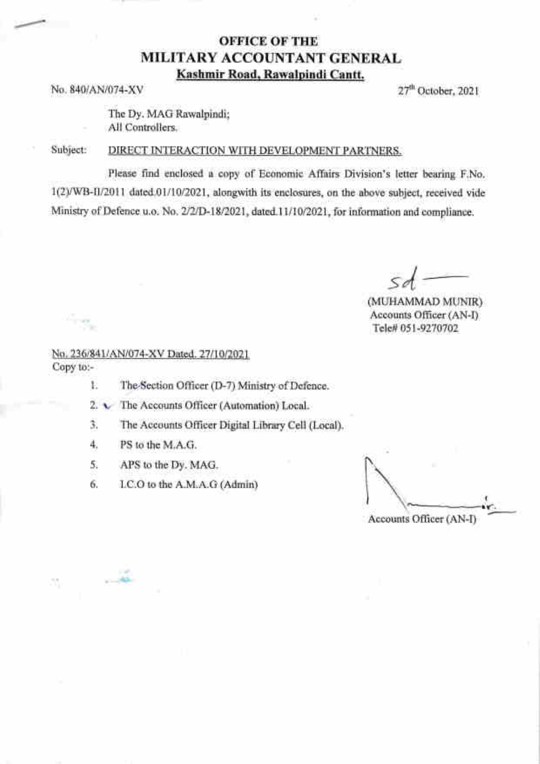# OFFICE OF THE
# MILITARY ACCOUNTANT GENERAL
**Kashmir Road, Rawalpindi Cantt.**

No. 840/AN/074-XV

27th October, 2021

The Dy. MAG Rawalpindi;
All Controllers.

Subject: DIRECT INTERACTION WITH DEVELOPMENT PARTNERS.

Please find enclosed a copy of Economic Affairs Division's letter bearing F.No. 1(2)/WB-II/2011 dated.01/10/2021, alongwith its enclosures, on the above subject, received vide Ministry of Defence u.o. No. 2/2/D-18/2021, dated.11/10/2021, for information and compliance.

sd

(MUHAMMAD MUNIR)
Accounts Officer (AN-I)
Tele# 051-9270702

No. 236/841/AN/074-XV Dated. 27/10/2021
Copy to:-

1. The Section Officer (D-7) Ministry of Defence.
2. The Accounts Officer (Automation) Local.
3. The Accounts Officer Digital Library Cell (Local).
4. PS to the M.A.G.
5. APS to the Dy. MAG.
6. I.C.O to the A.M.A.G (Admin)

Accounts Officer (AN-I)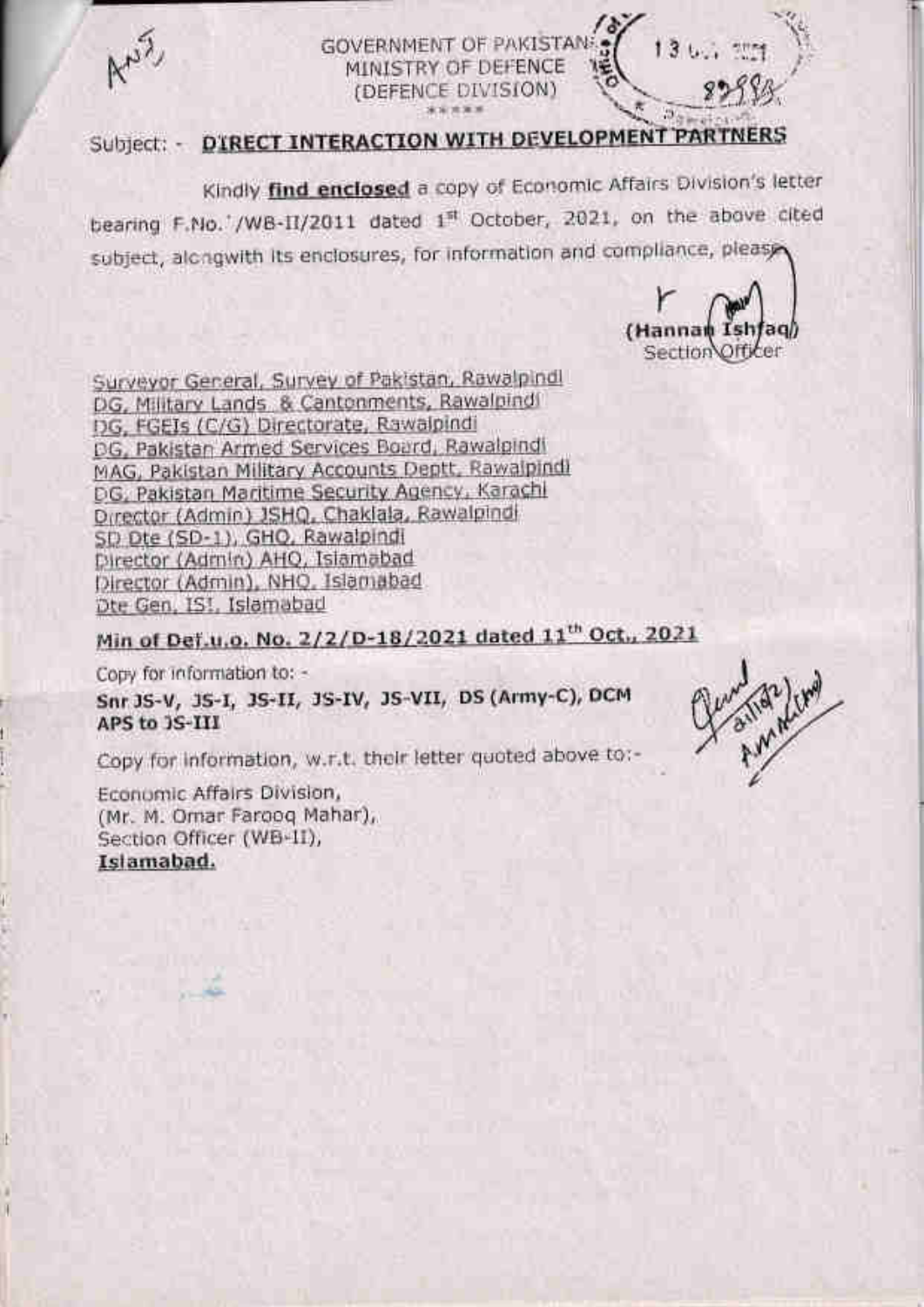GOVERNMENT OF PAKISTAN
MINISTRY OF DEFENCE
(DEFENCE DIVISION)

\*\*\*\*\*

Subject: - **DIRECT INTERACTION WITH DEVELOPMENT PARTNERS**

Kindly **find enclosed** a copy of Economic Affairs Division's letter bearing F.No. /WB-II/2011 dated 1st October, 2021, on the above cited subject, alongwith its enclosures, for information and compliance, please.

**(Hannan Ishfaq)**
Section Officer

Surveyor General, Survey of Pakistan, Rawalpindi
DG, Military Lands & Cantonments, Rawalpindi
DG, FGEIs (C/G) Directorate, Rawalpindi
DG, Pakistan Armed Services Board, Rawalpindi
MAG, Pakistan Military Accounts Deptt, Rawalpindi
DG, Pakistan Maritime Security Agency, Karachi
Director (Admin) JSHQ, Chaklala, Rawalpindi
SD Dte (SD-1), GHQ, Rawalpindi
Director (Admin) AHQ, Islamabad
Director (Admin), NHQ, Islamabad
Dte Gen, ISI, Islamabad

**Min of Def.u.o. No. 2/2/D-18/2021 dated 11th Oct., 2021**

Copy for information to: -

**Snr JS-V, JS-I, JS-II, JS-IV, JS-VII, DS (Army-C), DCM**
**APS to JS-III**

Copy for information, w.r.t. their letter quoted above to:-

Economic Affairs Division,
(Mr. M. Omar Farooq Mahar),
Section Officer (WB-II),
**Islamabad.**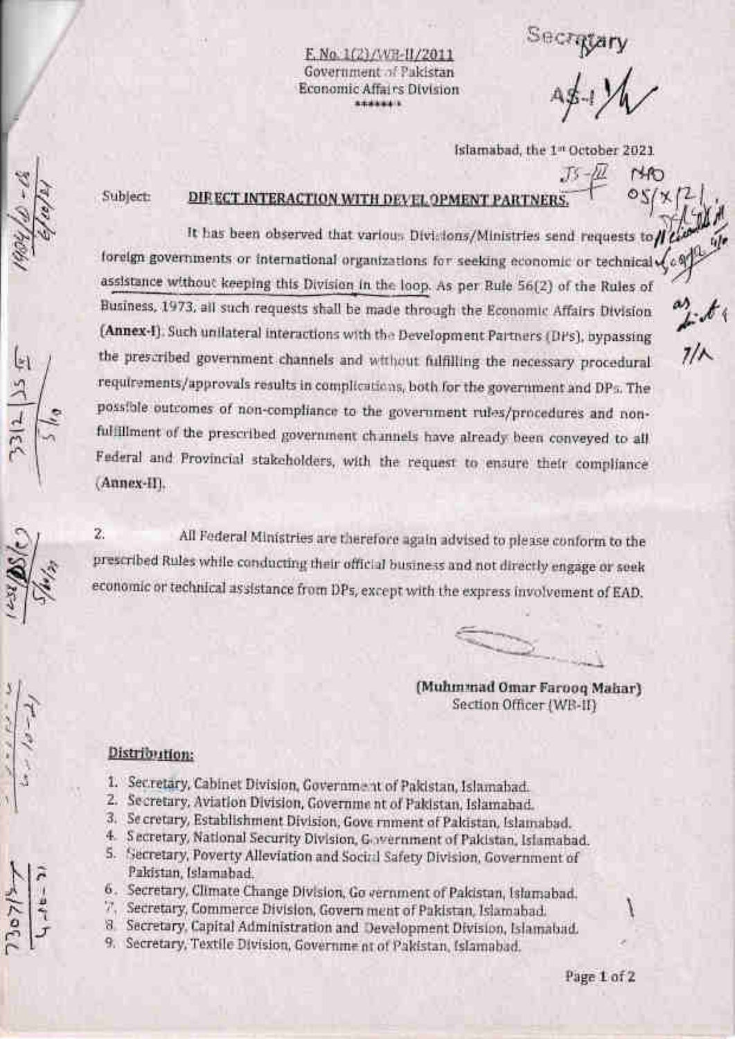F. No. 1(2)/WB-II/2011
Government of Pakistan
Economic Affairs Division
\*\*\*\*\*\*

Islamabad, the 1st October 2021

Subject: **DIRECT INTERACTION WITH DEVELOPMENT PARTNERS.**

It has been observed that various Divisions/Ministries send requests to foreign governments or international organizations for seeking economic or technical assistance without keeping this Division in the loop. As per Rule 56(2) of the Rules of Business, 1973, all such requests shall be made through the Economic Affairs Division (**Annex-I**). Such unilateral interactions with the Development Partners (DPs), bypassing the prescribed government channels and without fulfilling the necessary procedural requirements/approvals results in complications, both for the government and DPs. The possible outcomes of non-compliance to the government rules/procedures and non-fulfillment of the prescribed government channels have already been conveyed to all Federal and Provincial stakeholders, with the request to ensure their compliance (**Annex-II**).

2. All Federal Ministries are therefore again advised to please conform to the prescribed Rules while conducting their official business and not directly engage or seek economic or technical assistance from DPs, except with the express involvement of EAD.

(Muhammad Omar Farooq Mahar)
Section Officer (WB-II)

**Distribution:**

1. Secretary, Cabinet Division, Government of Pakistan, Islamabad.
2. Secretary, Aviation Division, Government of Pakistan, Islamabad.
3. Secretary, Establishment Division, Government of Pakistan, Islamabad.
4. Secretary, National Security Division, Government of Pakistan, Islamabad.
5. Secretary, Poverty Alleviation and Social Safety Division, Government of Pakistan, Islamabad.
6. Secretary, Climate Change Division, Government of Pakistan, Islamabad.
7. Secretary, Commerce Division, Government of Pakistan, Islamabad.
8. Secretary, Capital Administration and Development Division, Islamabad.
9. Secretary, Textile Division, Government of Pakistan, Islamabad.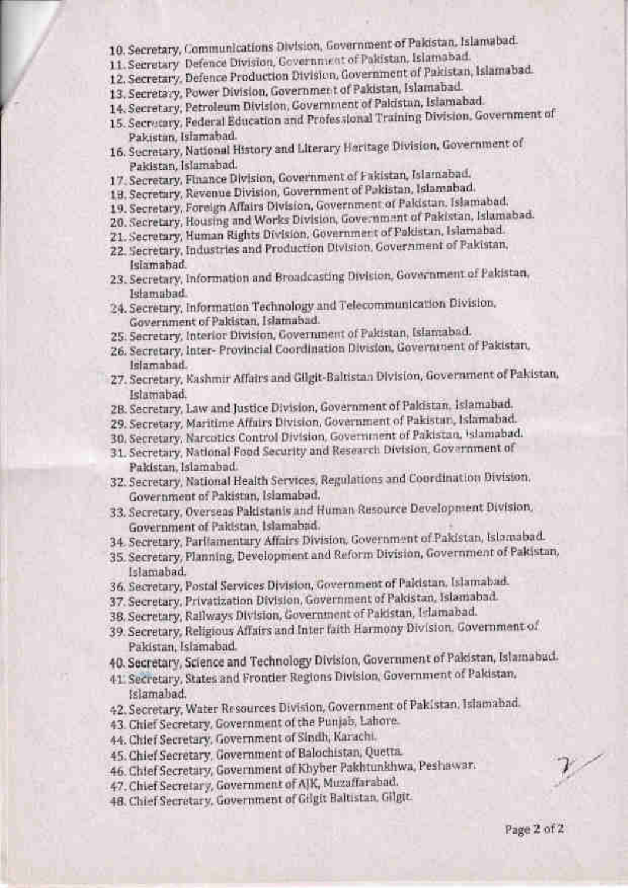10. Secretary, Communications Division, Government of Pakistan, Islamabad.
11. Secretary Defence Division, Government of Pakistan, Islamabad.
12. Secretary, Defence Production Division, Government of Pakistan, Islamabad.
13. Secretary, Power Division, Government of Pakistan, Islamabad.
14. Secretary, Petroleum Division, Government of Pakistan, Islamabad.
15. Secretary, Federal Education and Professional Training Division, Government of Pakistan, Islamabad.
16. Secretary, National History and Literary Heritage Division, Government of Pakistan, Islamabad.
17. Secretary, Finance Division, Government of Pakistan, Islamabad.
18. Secretary, Revenue Division, Government of Pakistan, Islamabad.
19. Secretary, Foreign Affairs Division, Government of Pakistan, Islamabad.
20. Secretary, Housing and Works Division, Government of Pakistan, Islamabad.
21. Secretary, Human Rights Division, Government of Pakistan, Islamabad.
22. Secretary, Industries and Production Division, Government of Pakistan, Islamabad.
23. Secretary, Information and Broadcasting Division, Government of Pakistan, Islamabad.
24. Secretary, Information Technology and Telecommunication Division, Government of Pakistan, Islamabad.
25. Secretary, Interior Division, Government of Pakistan, Islamabad.
26. Secretary, Inter- Provincial Coordination Division, Government of Pakistan, Islamabad.
27. Secretary, Kashmir Affairs and Gilgit-Baltistan Division, Government of Pakistan, Islamabad.
28. Secretary, Law and Justice Division, Government of Pakistan, Islamabad.
29. Secretary, Maritime Affairs Division, Government of Pakistan, Islamabad.
30. Secretary, Narcotics Control Division, Government of Pakistan, Islamabad.
31. Secretary, National Food Security and Research Division, Government of Pakistan, Islamabad.
32. Secretary, National Health Services, Regulations and Coordination Division, Government of Pakistan, Islamabad.
33. Secretary, Overseas Pakistanis and Human Resource Development Division, Government of Pakistan, Islamabad.
34. Secretary, Parliamentary Affairs Division, Government of Pakistan, Islamabad.
35. Secretary, Planning, Development and Reform Division, Government of Pakistan, Islamabad.
36. Secretary, Postal Services Division, Government of Pakistan, Islamabad.
37. Secretary, Privatization Division, Government of Pakistan, Islamabad.
38. Secretary, Railways Division, Government of Pakistan, Islamabad.
39. Secretary, Religious Affairs and Inter faith Harmony Division, Government of Pakistan, Islamabad.
40. Secretary, Science and Technology Division, Government of Pakistan, Islamabad.
41. Secretary, States and Frontier Regions Division, Government of Pakistan, Islamabad.
42. Secretary, Water Resources Division, Government of Pakistan, Islamabad.
43. Chief Secretary, Government of the Punjab, Lahore.
44. Chief Secretary, Government of Sindh, Karachi.
45. Chief Secretary, Government of Balochistan, Quetta.
46. Chief Secretary, Government of Khyber Pakhtunkhwa, Peshawar.
47. Chief Secretary, Government of AJK, Muzaffarabad.
48. Chief Secretary, Government of Gilgit Baltistan, Gilgit.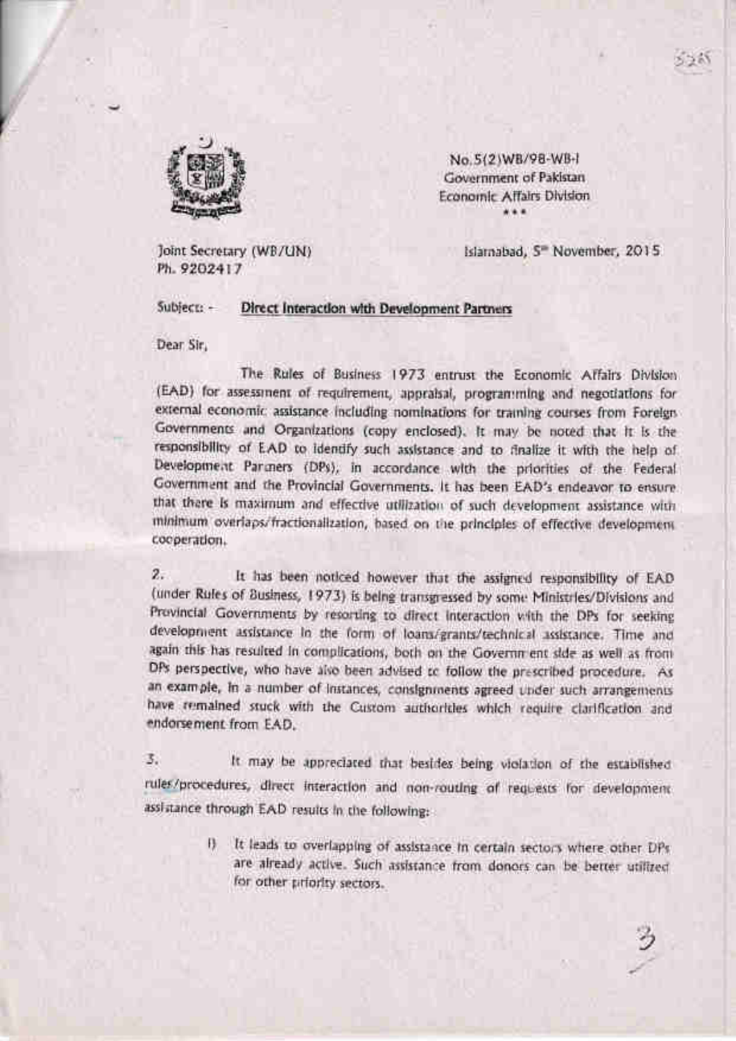No.5(2)WB/98-WB-I
Government of Pakistan
Economic Affairs Division
\*\*\*

Joint Secretary (WB/UN)
Ph. 9202417

Islamabad, 5th November, 2015

Subject: - **Direct Interaction with Development Partners**

Dear Sir,

The Rules of Business 1973 entrust the Economic Affairs Division (EAD) for assessment of requirement, appraisal, programming and negotiations for external economic assistance including nominations for training courses from Foreign Governments and Organizations (copy enclosed). It may be noted that it is the responsibility of EAD to identify such assistance and to finalize it with the help of Development Partners (DPs), in accordance with the priorities of the Federal Government and the Provincial Governments. It has been EAD's endeavor to ensure that there is maximum and effective utilization of such development assistance with minimum overlaps/fractionalization, based on the principles of effective development cooperation.

2. It has been noticed however that the assigned responsibility of EAD (under Rules of Business, 1973) is being transgressed by some Ministries/Divisions and Provincial Governments by resorting to direct interaction with the DPs for seeking development assistance in the form of loans/grants/technical assistance. Time and again this has resulted in complications, both on the Government side as well as from DPs perspective, who have also been advised to follow the prescribed procedure. As an example, in a number of instances, consignments agreed under such arrangements have remained stuck with the Custom authorities which require clarification and endorsement from EAD.

3. It may be appreciated that besides being violation of the established rules/procedures, direct interaction and non-routing of requests for development assistance through EAD results in the following:

i) It leads to overlapping of assistance in certain sectors where other DPs are already active. Such assistance from donors can be better utilized for other priority sectors.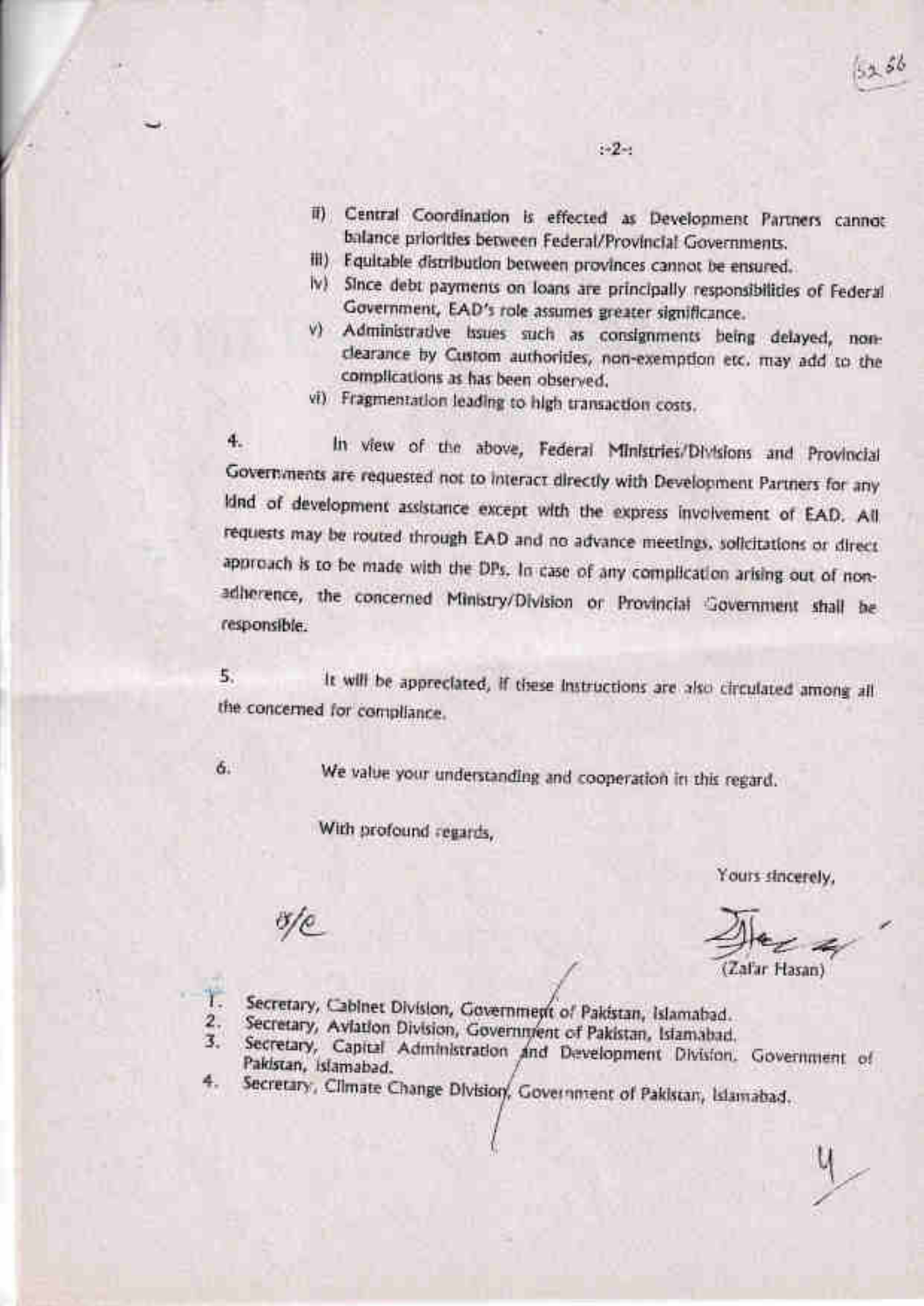ii) Central Coordination is effected as Development Partners cannot balance priorities between Federal/Provincial Governments.
iii) Equitable distribution between provinces cannot be ensured.
iv) Since debt payments on loans are principally responsibilities of Federal Government, EAD's role assumes greater significance.
v) Administrative issues such as consignments being delayed, non-clearance by Custom authorities, non-exemption etc. may add to the complications as has been observed.
vi) Fragmentation leading to high transaction costs.

4. In view of the above, Federal Ministries/Divisions and Provincial Governments are requested not to interact directly with Development Partners for any kind of development assistance except with the express involvement of EAD. All requests may be routed through EAD and no advance meetings, solicitations or direct approach is to be made with the DPs. In case of any complication arising out of non-adherence, the concerned Ministry/Division or Provincial Government shall be responsible.

5. It will be appreciated, if these instructions are also circulated among all the concerned for compliance.

6. We value your understanding and cooperation in this regard.

With profound regards,

Yours sincerely,

(Zafar Hasan)

1. Secretary, Cabinet Division, Government of Pakistan, Islamabad.
2. Secretary, Aviation Division, Government of Pakistan, Islamabad.
3. Secretary, Capital Administration and Development Division, Government of Pakistan, Islamabad.
4. Secretary, Climate Change Division, Government of Pakistan, Islamabad.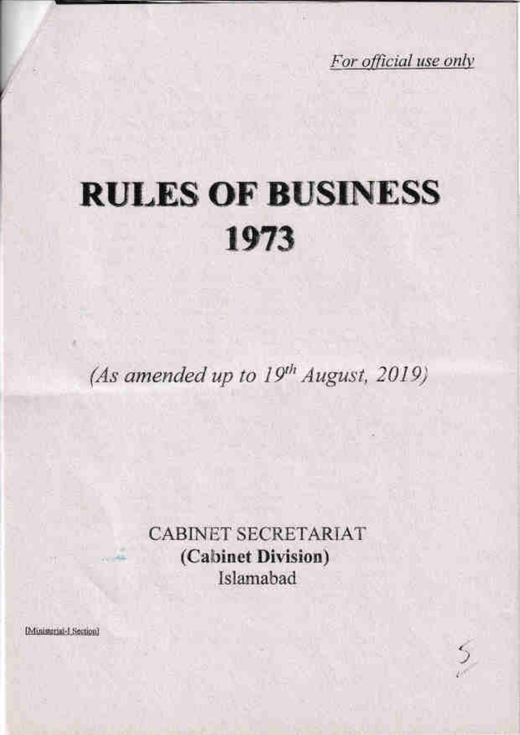*For official use only*

# RULES OF BUSINESS 1973

*(As amended up to 19th August, 2019)*

CABINET SECRETARIAT

**(Cabinet Division)**

Islamabad

[Ministerial-I Section]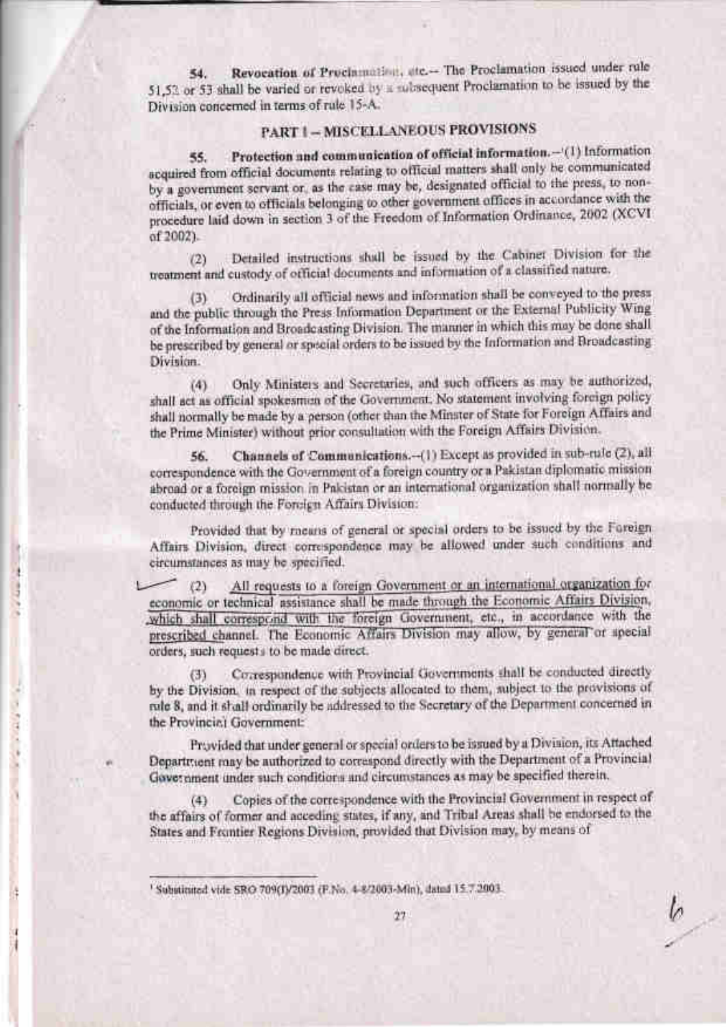**54. Revocation of Proclamation, etc.**-- The Proclamation issued under rule 51,52 or 53 shall be varied or revoked by a subsequent Proclamation to be issued by the Division concerned in terms of rule 15-A.

## PART I – MISCELLANEOUS PROVISIONS

**55. Protection and communication of official information.**--[1](1) Information acquired from official documents relating to official matters shall only be communicated by a government servant or, as the case may be, designated official to the press, to non-officials, or even to officials belonging to other government offices in accordance with the procedure laid down in section 3 of the Freedom of Information Ordinance, 2002 (XCVI of 2002).

(2) Detailed instructions shall be issued by the Cabinet Division for the treatment and custody of official documents and information of a classified nature.

(3) Ordinarily all official news and information shall be conveyed to the press and the public through the Press Information Department or the External Publicity Wing of the Information and Broadcasting Division. The manner in which this may be done shall be prescribed by general or special orders to be issued by the Information and Broadcasting Division.

(4) Only Ministers and Secretaries, and such officers as may be authorized, shall act as official spokesmen of the Government. No statement involving foreign policy shall normally be made by a person (other than the Minster of State for Foreign Affairs and the Prime Minister) without prior consultation with the Foreign Affairs Division.

**56. Channels of Communications.**--(1) Except as provided in sub-rule (2), all correspondence with the Government of a foreign country or a Pakistan diplomatic mission abroad or a foreign mission in Pakistan or an international organization shall normally be conducted through the Foreign Affairs Division:

Provided that by means of general or special orders to be issued by the Foreign Affairs Division, direct correspondence may be allowed under such conditions and circumstances as may be specified.

(2) All requests to a foreign Government or an international organization for economic or technical assistance shall be made through the Economic Affairs Division, which shall correspond with the foreign Government, etc., in accordance with the prescribed channel. The Economic Affairs Division may allow, by general or special orders, such requests to be made direct.

(3) Correspondence with Provincial Governments shall be conducted directly by the Division, in respect of the subjects allocated to them, subject to the provisions of rule 8, and it shall ordinarily be addressed to the Secretary of the Department concerned in the Provincial Government:

Provided that under general or special orders to be issued by a Division, its Attached Department may be authorized to correspond directly with the Department of a Provincial Government under such conditions and circumstances as may be specified therein.

(4) Copies of the correspondence with the Provincial Government in respect of the affairs of former and acceding states, if any, and Tribal Areas shall be endorsed to the States and Frontier Regions Division, provided that Division may, by means of

---

[1] Substituted vide SRO 709(I)/2003 (F.No. 4-8/2003-Min), dated 15.7.2003.